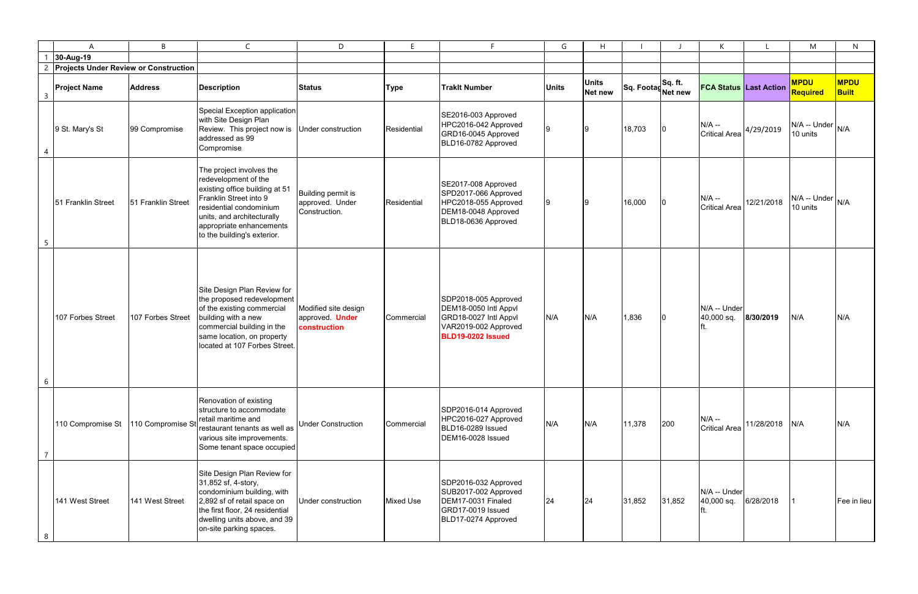30-Aug-19

**Projects Under Review or Construction**

| Project Name | Address | Description | Status | Type | TrakIt Number | Units | Units Net new | Sq. Footage | Sq. ft. Net new | FCA Status | Last Action | MPDU Required | MPDU Built |
|---|---|---|---|---|---|---|---|---|---|---|---|---|---|
| 9 St. Mary's St | 99 Compromise | Special Exception application with Site Design Plan Review. This project now is addressed as 99 Compromise | Under construction | Residential | SE2016-003 Approved HPC2016-042 Approved GRD16-0045 Approved BLD16-0782 Approved | 9 | 9 | 18,703 | 0 | N/A -- Critical Area | 4/29/2019 | N/A -- Under 10 units | N/A |
| 51 Franklin Street | 51 Franklin Street | The project involves the redevelopment of the existing office building at 51 Franklin Street into 9 residential condominium units, and architecturally appropriate enhancements to the building's exterior. | Building permit is approved. Under Construction. | Residential | SE2017-008 Approved SPD2017-066 Approved HPC2018-055 Approved DEM18-0048 Approved BLD18-0636 Approved | 9 | 9 | 16,000 | 0 | N/A -- Critical Area | 12/21/2018 | N/A -- Under 10 units | N/A |
| 107 Forbes Street | 107 Forbes Street | Site Design Plan Review for the proposed redevelopment of the existing commercial building with a new commercial building in the same location, on property located at 107 Forbes Street. | Modified site design approved. **Under construction** | Commercial | SDP2018-005 Approved DEM18-0050 Intl Appvl GRD18-0027 Intl Appvl VAR2019-002 Approved **BLD19-0202 Issued** | N/A | N/A | 1,836 | 0 | N/A -- Under 40,000 sq. ft. | **8/30/2019** | N/A | N/A |
| 110 Compromise St | 110 Compromise St | Renovation of existing structure to accommodate retail maritime and restaurant tenants as well as various site improvements. Some tenant space occupied | Under Construction | Commercial | SDP2016-014 Approved HPC2016-027 Approved BLD16-0289 Issued DEM16-0028 Issued | N/A | N/A | 11,378 | 200 | N/A -- Critical Area | 11/28/2018 | N/A | N/A |
| 141 West Street | 141 West Street | Site Design Plan Review for 31,852 sf, 4-story, condominium building, with 2,892 sf of retail space on the first floor, 24 residential dwelling units above, and 39 on-site parking spaces. | Under construction | Mixed Use | SDP2016-032 Approved SUB2017-002 Approved DEM17-0031 Finaled GRD17-0019 Issued BLD17-0274 Approved | 24 | 24 | 31,852 | 31,852 | N/A -- Under 40,000 sq. ft. | 6/28/2018 | 1 | Fee in lieu |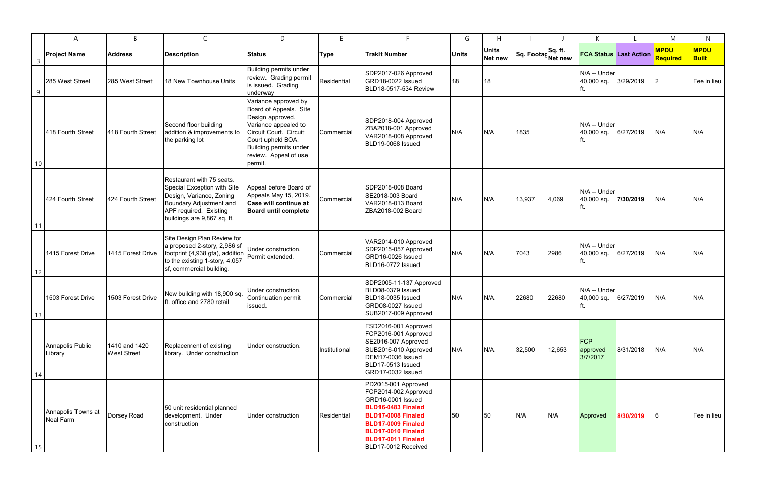| Project Name | Address | Description | Status | Type | TrakIt Number | Units | Units Net new | Sq. Footage | Sq. ft. Net new | FCA Status | Last Action | MPDU Required | MPDU Built |
|---|---|---|---|---|---|---|---|---|---|---|---|---|---|
| 285 West Street | 285 West Street | 18 New Townhouse Units | Building permits under review. Grading permit is issued. Grading underway | Residential | SDP2017-026 Approved GRD18-0022 Issued BLD18-0517-534 Review | 18 | 18 | | | N/A -- Under 40,000 sq. ft. | 3/29/2019 | 2 | Fee in lieu |
| 418 Fourth Street | 418 Fourth Street | Second floor building addition & improvements to the parking lot | Variance approved by Board of Appeals. Site Design approved. Variance appealed to Circuit Court. Circuit Court upheld BOA. Building permits under review. Appeal of use permit. | Commercial | SDP2018-004 Approved ZBA2018-001 Approved VAR2018-008 Approved BLD19-0068 Issued | N/A | N/A | 1835 | | N/A -- Under 40,000 sq. ft. | 6/27/2019 | N/A | N/A |
| 424 Fourth Street | 424 Fourth Street | Restaurant with 75 seats. Special Exception with Site Design, Variance, Zoning Boundary Adjustment and APF required. Existing buildings are 9,867 sq. ft. | Appeal before Board of Appeals May 15, 2019. **Case will continue at Board until complete** | Commercial | SDP2018-008 Board SE2018-003 Board VAR2018-013 Board ZBA2018-002 Board | N/A | N/A | 13,937 | 4,069 | N/A -- Under 40,000 sq. ft. | **7/30/2019** | N/A | N/A |
| 1415 Forest Drive | 1415 Forest Drive | Site Design Plan Review for a proposed 2-story, 2,986 sf footprint (4,938 gfa), addition to the existing 1-story, 4,057 sf, commercial building. | Under construction. Permit extended. | Commercial | VAR2014-010 Approved SDP2015-057 Approved GRD16-0026 Issued BLD16-0772 Issued | N/A | N/A | 7043 | 2986 | N/A -- Under 40,000 sq. ft. | 6/27/2019 | N/A | N/A |
| 1503 Forest Drive | 1503 Forest Drive | New building with 18,900 sq. ft. office and 2780 retail | Under construction. Continuation permit issued. | Commercial | SDP2005-11-137 Approved BLD08-0379 Issued BLD18-0035 Issued GRD08-0027 Issued SUB2017-009 Approved | N/A | N/A | 22680 | 22680 | N/A -- Under 40,000 sq. ft. | 6/27/2019 | N/A | N/A |
| Annapolis Public Library | 1410 and 1420 West Street | Replacement of existing library. Under construction | Under construction. | Institutional | FSD2016-001 Approved FCP2016-001 Approved SE2016-007 Approved SUB2016-010 Approved DEM17-0036 Issued BLD17-0513 Issued GRD17-0032 Issued | N/A | N/A | 32,500 | 12,653 | FCP approved 3/7/2017 | 8/31/2018 | N/A | N/A |
| Annapolis Towns at Neal Farm | Dorsey Road | 50 unit residential planned development. Under construction | Under construction | Residential | PD2015-001 Approved FCP2014-002 Approved GRD16-0001 Issued **BLD16-0483 Finaled** **BLD17-0008 Finaled** **BLD17-0009 Finaled** **BLD17-0010 Finaled** **BLD17-0011 Finaled** BLD17-0012 Received | 50 | 50 | N/A | N/A | Approved | **8/30/2019** | 6 | Fee in lieu |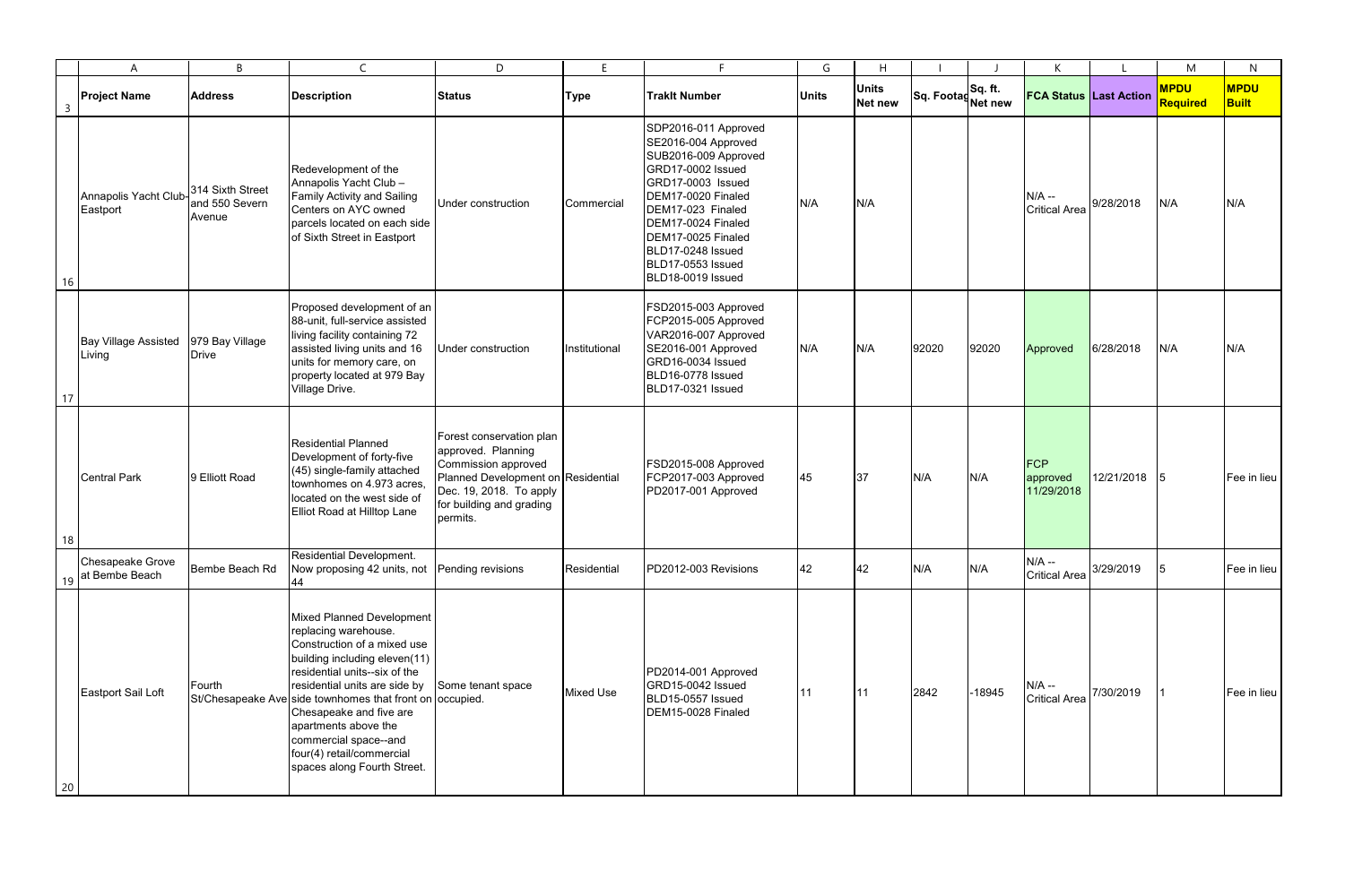| Project Name | Address | Description | Status | Type | TrakIt Number | Units | Units Net new | Sq. Footag | Sq. ft. Net new | FCA Status | Last Action | MPDU Required | MPDU Built |
|---|---|---|---|---|---|---|---|---|---|---|---|---|---|
| Annapolis Yacht Club-Eastport | 314 Sixth Street and 550 Severn Avenue | Redevelopment of the Annapolis Yacht Club – Family Activity and Sailing Centers on AYC owned parcels located on each side of Sixth Street in Eastport | Under construction | Commercial | SDP2016-011 Approved SE2016-004 Approved SUB2016-009 Approved GRD17-0002 Issued GRD17-0003 Issued DEM17-0020 Finaled DEM17-023 Finaled DEM17-0024 Finaled DEM17-0025 Finaled BLD17-0248 Issued BLD17-0553 Issued BLD18-0019 Issued | N/A | N/A | | | N/A -- Critical Area | 9/28/2018 | N/A | N/A |
| Bay Village Assisted Living | 979 Bay Village Drive | Proposed development of an 88-unit, full-service assisted living facility containing 72 assisted living units and 16 units for memory care, on property located at 979 Bay Village Drive. | Under construction | Institutional | FSD2015-003 Approved FCP2015-005 Approved VAR2016-007 Approved SE2016-001 Approved GRD16-0034 Issued BLD16-0778 Issued BLD17-0321 Issued | N/A | N/A | 92020 | 92020 | Approved | 6/28/2018 | N/A | N/A |
| Central Park | 9 Elliott Road | Residential Planned Development of forty-five (45) single-family attached townhomes on 4.973 acres, located on the west side of Elliot Road at Hilltop Lane | Forest conservation plan approved. Planning Commission approved Planned Development on Dec. 19, 2018. To apply for building and grading permits. | Residential | FSD2015-008 Approved FCP2017-003 Approved PD2017-001 Approved | 45 | 37 | N/A | N/A | FCP approved 11/29/2018 | 12/21/2018 | 5 | Fee in lieu |
| Chesapeake Grove at Bembe Beach | Bembe Beach Rd | Residential Development. Now proposing 42 units, not 44 | Pending revisions | Residential | PD2012-003 Revisions | 42 | 42 | N/A | N/A | N/A -- Critical Area | 3/29/2019 | 5 | Fee in lieu |
| Eastport Sail Loft | Fourth St/Chesapeake Ave | Mixed Planned Development replacing warehouse. Construction of a mixed use building including eleven(11) residential units--six of the residential units are side by side townhomes that front on Chesapeake and five are apartments above the commercial space--and four(4) retail/commercial spaces along Fourth Street. | Some tenant space occupied. | Mixed Use | PD2014-001 Approved GRD15-0042 Issued BLD15-0557 Issued DEM15-0028 Finaled | 11 | 11 | 2842 | -18945 | N/A -- Critical Area | 7/30/2019 | 1 | Fee in lieu |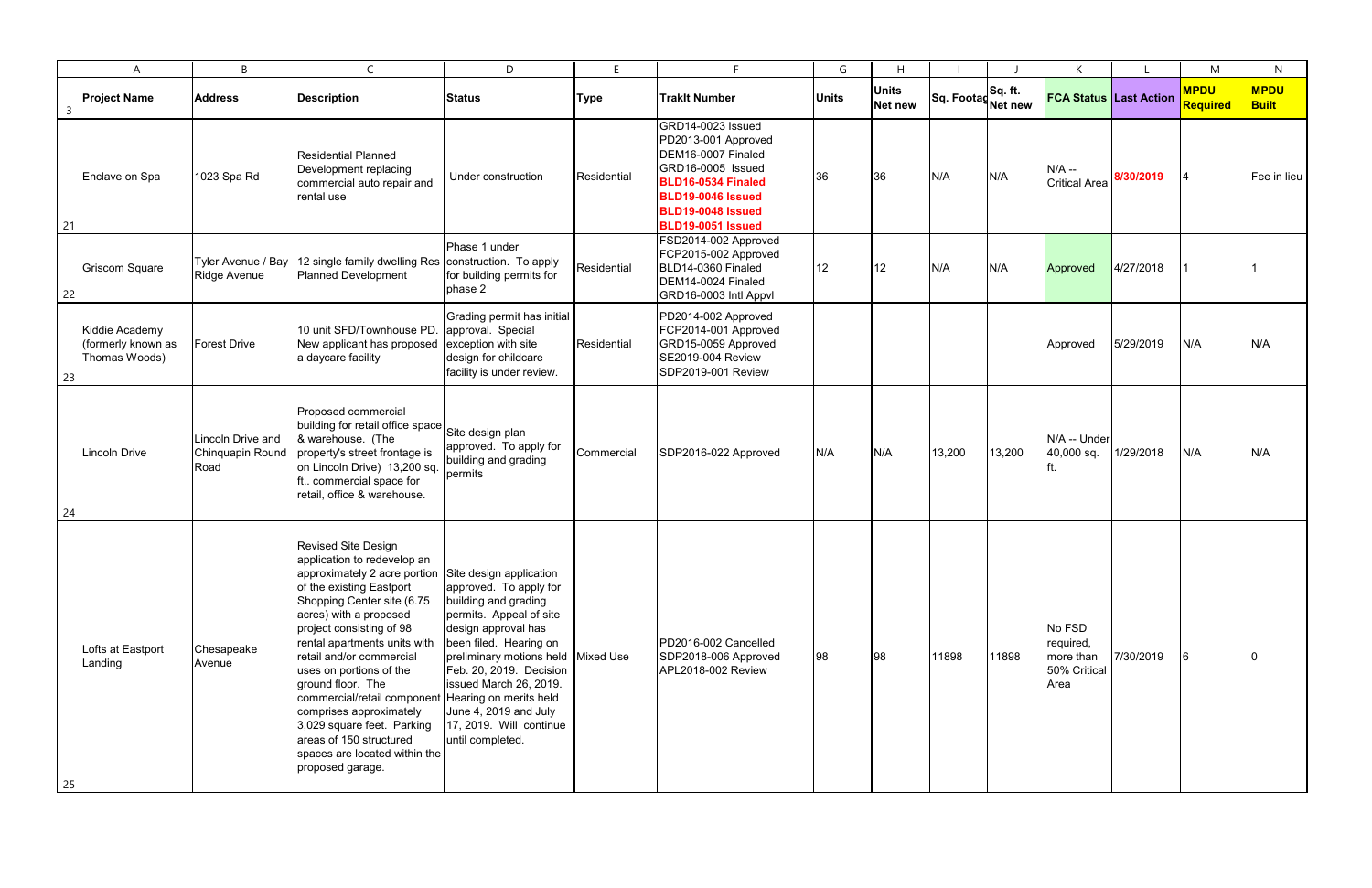| Project Name | Address | Description | Status | Type | TrakIt Number | Units | Units Net new | Sq. Footage | Sq. ft. Net new | FCA Status | Last Action | MPDU Required | MPDU Built |
|---|---|---|---|---|---|---|---|---|---|---|---|---|---|
| Enclave on Spa | 1023 Spa Rd | Residential Planned Development replacing commercial auto repair and rental use | Under construction | Residential | GRD14-0023 Issued<br>PD2013-001 Approved<br>DEM16-0007 Finaled<br>GRD16-0005 Issued<br>**BLD16-0534 Finaled**<br>**BLD19-0046 Issued**<br>**BLD19-0048 Issued**<br>**BLD19-0051 Issued** | 36 | 36 | N/A | N/A | N/A -- Critical Area | **8/30/2019** | 4 | Fee in lieu |
| Griscom Square | Tyler Avenue / Bay Ridge Avenue | 12 single family dwelling Res Planned Development | Phase 1 under construction. To apply for building permits for phase 2 | Residential | FSD2014-002 Approved<br>FCP2015-002 Approved<br>BLD14-0360 Finaled<br>DEM14-0024 Finaled<br>GRD16-0003 Intl Appvl | 12 | 12 | N/A | N/A | Approved | 4/27/2018 | 1 | 1 |
| Kiddie Academy (formerly known as Thomas Woods) | Forest Drive | 10 unit SFD/Townhouse PD. New applicant has proposed a daycare facility | Grading permit has initial approval. Special exception with site design for childcare facility is under review. | Residential | PD2014-002 Approved<br>FCP2014-001 Approved<br>GRD15-0059 Approved<br>SE2019-004 Review<br>SDP2019-001 Review | | | | | Approved | 5/29/2019 | N/A | N/A |
| Lincoln Drive | Lincoln Drive and Chinquapin Round Road | Proposed commercial building for retail office space & warehouse. (The property's street frontage is on Lincoln Drive) 13,200 sq. ft.. commercial space for retail, office & warehouse. | Site design plan approved. To apply for building and grading permits | Commercial | SDP2016-022 Approved | N/A | N/A | 13,200 | 13,200 | N/A -- Under 40,000 sq. ft. | 1/29/2018 | N/A | N/A |
| Lofts at Eastport Landing | Chesapeake Avenue | Revised Site Design application to redevelop an approximately 2 acre portion of the existing Eastport Shopping Center site (6.75 acres) with a proposed project consisting of 98 rental apartments units with retail and/or commercial uses on portions of the ground floor. The commercial/retail component comprises approximately 3,029 square feet. Parking areas of 150 structured spaces are located within the proposed garage. | Site design application approved. To apply for building and grading permits. Appeal of site design approval has been filed. Hearing on preliminary motions held Feb. 20, 2019. Decision issued March 26, 2019. Hearing on merits held June 4, 2019 and July 17, 2019. Will continue until completed. | Mixed Use | PD2016-002 Cancelled<br>SDP2018-006 Approved<br>APL2018-002 Review | 98 | 98 | 11898 | 11898 | No FSD required, more than 50% Critical Area | 7/30/2019 | 6 | 0 |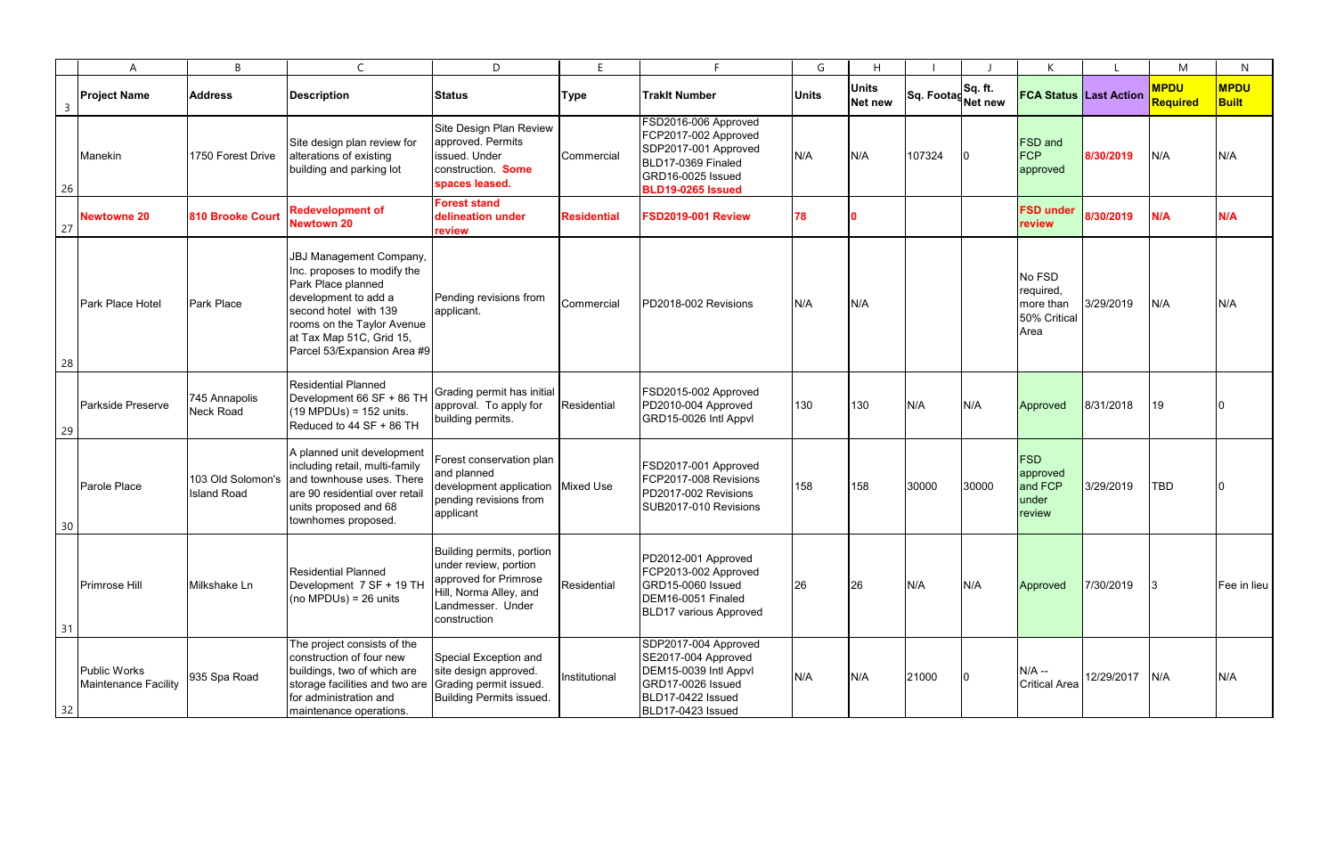| Project Name | Address | Description | Status | Type | TrakIt Number | Units | Units Net new | Sq. Footag | Sq. ft. Net new | FCA Status | Last Action | MPDU Required | MPDU Built |
|---|---|---|---|---|---|---|---|---|---|---|---|---|---|
| Manekin | 1750 Forest Drive | Site design plan review for alterations of existing building and parking lot | Site Design Plan Review approved. Permits issued. Under construction. **Some spaces leased.** | Commercial | FSD2016-006 Approved FCP2017-002 Approved SDP2017-001 Approved BLD17-0369 Finaled GRD16-0025 Issued **BLD19-0265 Issued** | N/A | N/A | 107324 | 0 | FSD and FCP approved | **8/30/2019** | N/A | N/A |
| **Newtowne 20** | **810 Brooke Court** | **Redevelopment of Newtown 20** | **Forest stand delineation under review** | **Residential** | **FSD2019-001 Review** | **78** | **0** | | | **FSD under review** | **8/30/2019** | **N/A** | **N/A** |
| Park Place Hotel | Park Place | JBJ Management Company, Inc. proposes to modify the Park Place planned development to add a second hotel with 139 rooms on the Taylor Avenue at Tax Map 51C, Grid 15, Parcel 53/Expansion Area #9 | Pending revisions from applicant. | Commercial | PD2018-002 Revisions | N/A | N/A | | | No FSD required, more than 50% Critical Area | 3/29/2019 | N/A | N/A |
| Parkside Preserve | 745 Annapolis Neck Road | Residential Planned Development 66 SF + 86 TH (19 MPDUs) = 152 units. Reduced to 44 SF + 86 TH | Grading permit has initial approval. To apply for building permits. | Residential | FSD2015-002 Approved PD2010-004 Approved GRD15-0026 Intl Appvl | 130 | 130 | N/A | N/A | Approved | 8/31/2018 | 19 | 0 |
| Parole Place | 103 Old Solomon's Island Road | A planned unit development including retail, multi-family and townhouse uses. There are 90 residential over retail units proposed and 68 townhomes proposed. | Forest conservation plan and planned development application pending revisions from applicant | Mixed Use | FSD2017-001 Approved FCP2017-008 Revisions PD2017-002 Revisions SUB2017-010 Revisions | 158 | 158 | 30000 | 30000 | FSD approved and FCP under review | 3/29/2019 | TBD | 0 |
| Primrose Hill | Milkshake Ln | Residential Planned Development 7 SF + 19 TH (no MPDUs) = 26 units | Building permits, portion under review, portion approved for Primrose Hill, Norma Alley, and Landmesser. Under construction | Residential | PD2012-001 Approved FCP2013-002 Approved GRD15-0060 Issued DEM16-0051 Finaled BLD17 various Approved | 26 | 26 | N/A | N/A | Approved | 7/30/2019 | 3 | Fee in lieu |
| Public Works Maintenance Facility | 935 Spa Road | The project consists of the construction of four new buildings, two of which are storage facilities and two are for administration and maintenance operations. | Special Exception and site design approved. Grading permit issued. Building Permits issued. | Institutional | SDP2017-004 Approved SE2017-004 Approved DEM15-0039 Intl Appvl GRD17-0026 Issued BLD17-0422 Issued BLD17-0423 Issued | N/A | N/A | 21000 | 0 | N/A -- Critical Area | 12/29/2017 | N/A | N/A |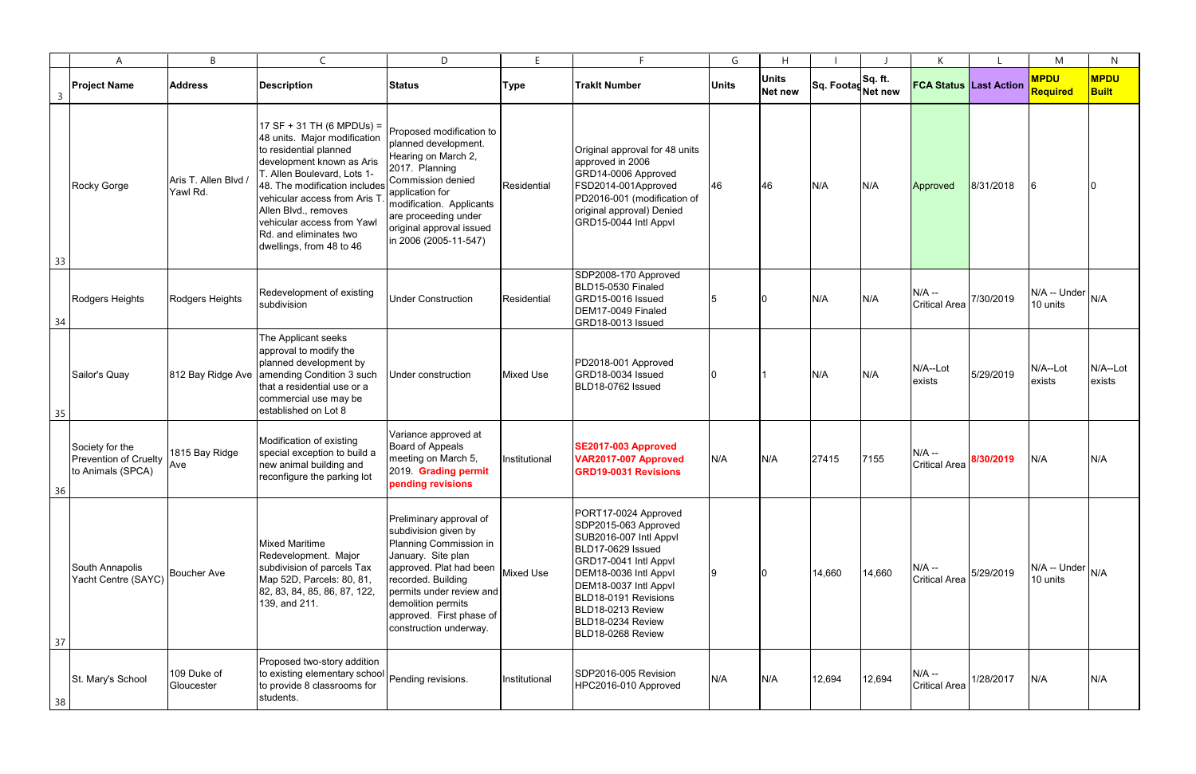| Project Name | Address | Description | Status | Type | TrakIt Number | Units | Units Net new | Sq. Footage | Sq. ft. Net new | FCA Status | Last Action | MPDU Required | MPDU Built |
|---|---|---|---|---|---|---|---|---|---|---|---|---|---|
| Rocky Gorge | Aris T. Allen Blvd / Yawl Rd. | 17 SF + 31 TH (6 MPDUs) = 48 units. Major modification to residential planned development known as Aris T. Allen Boulevard, Lots 1-48. The modification includes vehicular access from Aris T. Allen Blvd., removes vehicular access from Yawl Rd. and eliminates two dwellings, from 48 to 46 | Proposed modification to planned development. Hearing on March 2, 2017. Planning Commission denied application for modification. Applicants are proceeding under original approval issued in 2006 (2005-11-547) | Residential | Original approval for 48 units approved in 2006 GRD14-0006 Approved FSD2014-001Approved PD2016-001 (modification of original approval) Denied GRD15-0044 Intl Appvl | 46 | 46 | N/A | N/A | Approved | 8/31/2018 | 6 | 0 |
| Rodgers Heights | Rodgers Heights | Redevelopment of existing subdivision | Under Construction | Residential | SDP2008-170 Approved BLD15-0530 Finaled GRD15-0016 Issued DEM17-0049 Finaled GRD18-0013 Issued | 5 | 0 | N/A | N/A | N/A -- Critical Area | 7/30/2019 | N/A -- Under 10 units | N/A |
| Sailor's Quay | 812 Bay Ridge Ave | The Applicant seeks approval to modify the planned development by amending Condition 3 such that a residential use or a commercial use may be established on Lot 8 | Under construction | Mixed Use | PD2018-001 Approved GRD18-0034 Issued BLD18-0762 Issued | 0 | 1 | N/A | N/A | N/A--Lot exists | 5/29/2019 | N/A--Lot exists | N/A--Lot exists |
| Society for the Prevention of Cruelty to Animals (SPCA) | 1815 Bay Ridge Ave | Modification of existing special exception to build a new animal building and reconfigure the parking lot | Variance approved at Board of Appeals meeting on March 5, 2019. **Grading permit pending revisions** | Institutional | **SE2017-003 Approved VAR2017-007 Approved GRD19-0031 Revisions** | N/A | N/A | 27415 | 7155 | N/A -- Critical Area | **8/30/2019** | N/A | N/A |
| South Annapolis Yacht Centre (SAYC) | Boucher Ave | Mixed Maritime Redevelopment. Major subdivision of parcels Tax Map 52D, Parcels: 80, 81, 82, 83, 84, 85, 86, 87, 122, 139, and 211. | Preliminary approval of subdivision given by Planning Commission in January. Site plan approved. Plat had been recorded. Building permits under review and demolition permits approved. First phase of construction underway. | Mixed Use | PORT17-0024 Approved SDP2015-063 Approved SUB2016-007 Intl Appvl BLD17-0629 Issued GRD17-0041 Intl Appvl DEM18-0036 Intl Appvl DEM18-0037 Intl Appvl BLD18-0191 Revisions BLD18-0213 Review BLD18-0234 Review BLD18-0268 Review | 9 | 0 | 14,660 | 14,660 | N/A -- Critical Area | 5/29/2019 | N/A -- Under 10 units | N/A |
| St. Mary's School | 109 Duke of Gloucester | Proposed two-story addition to existing elementary school to provide 8 classrooms for students. | Pending revisions. | Institutional | SDP2016-005 Revision HPC2016-010 Approved | N/A | N/A | 12,694 | 12,694 | N/A -- Critical Area | 1/28/2017 | N/A | N/A |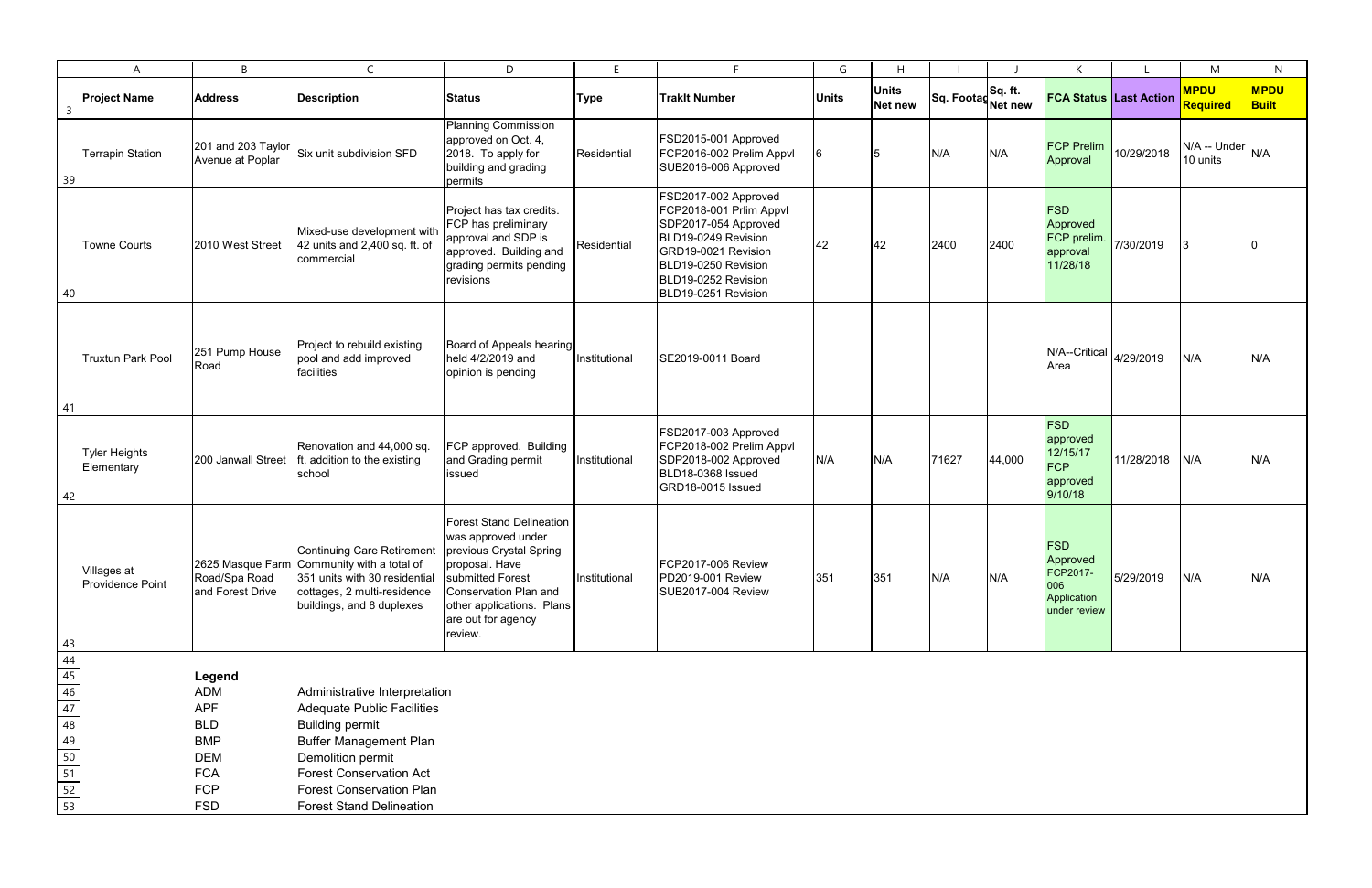| Project Name | Address | Description | Status | Type | TrakIt Number | Units | Units Net new | Sq. Footag | Sq. ft. Net new | FCA Status | Last Action | MPDU Required | MPDU Built |
|---|---|---|---|---|---|---|---|---|---|---|---|---|---|
| Terrapin Station | 201 and 203 Taylor Avenue at Poplar | Six unit subdivision SFD | Planning Commission approved on Oct. 4, 2018. To apply for building and grading permits | Residential | FSD2015-001 Approved FCP2016-002 Prelim Appvl SUB2016-006 Approved | 6 | 5 | N/A | N/A | FCP Prelim Approval | 10/29/2018 | N/A -- Under 10 units | N/A |
| Towne Courts | 2010 West Street | Mixed-use development with 42 units and 2,400 sq. ft. of commercial | Project has tax credits. FCP has preliminary approval and SDP is approved. Building and grading permits pending revisions | Residential | FSD2017-002 Approved FCP2018-001 Prlim Appvl SDP2017-054 Approved BLD19-0249 Revision GRD19-0021 Revision BLD19-0250 Revision BLD19-0252 Revision BLD19-0251 Revision | 42 | 42 | 2400 | 2400 | FSD Approved FCP prelim. approval 11/28/18 | 7/30/2019 | 3 | 0 |
| Truxtun Park Pool | 251 Pump House Road | Project to rebuild existing pool and add improved facilities | Board of Appeals hearing held 4/2/2019 and opinion is pending | Institutional | SE2019-0011 Board | | | | | N/A--Critical Area | 4/29/2019 | N/A | N/A |
| Tyler Heights Elementary | 200 Janwall Street | Renovation and 44,000 sq. ft. addition to the existing school | FCP approved. Building and Grading permit issued | Institutional | FSD2017-003 Approved FCP2018-002 Prelim Appvl SDP2018-002 Approved BLD18-0368 Issued GRD18-0015 Issued | N/A | N/A | 71627 | 44,000 | FSD approved 12/15/17 FCP approved 9/10/18 | 11/28/2018 | N/A | N/A |
| Villages at Providence Point | 2625 Masque Farm Road/Spa Road and Forest Drive | Continuing Care Retirement Community with a total of 351 units with 30 residential cottages, 2 multi-residence buildings, and 8 duplexes | Forest Stand Delineation was approved under previous Crystal Spring proposal. Have submitted Forest Conservation Plan and other applications. Plans are out for agency review. | Institutional | FCP2017-006 Review PD2019-001 Review SUB2017-004 Review | 351 | 351 | N/A | N/A | FSD Approved FCP2017-006 Application under review | 5/29/2019 | N/A | N/A |

**Legend**

| | |
|---|---|
| ADM | Administrative Interpretation |
| APF | Adequate Public Facilities |
| BLD | Building permit |
| BMP | Buffer Management Plan |
| DEM | Demolition permit |
| FCA | Forest Conservation Act |
| FCP | Forest Conservation Plan |
| FSD | Forest Stand Delineation |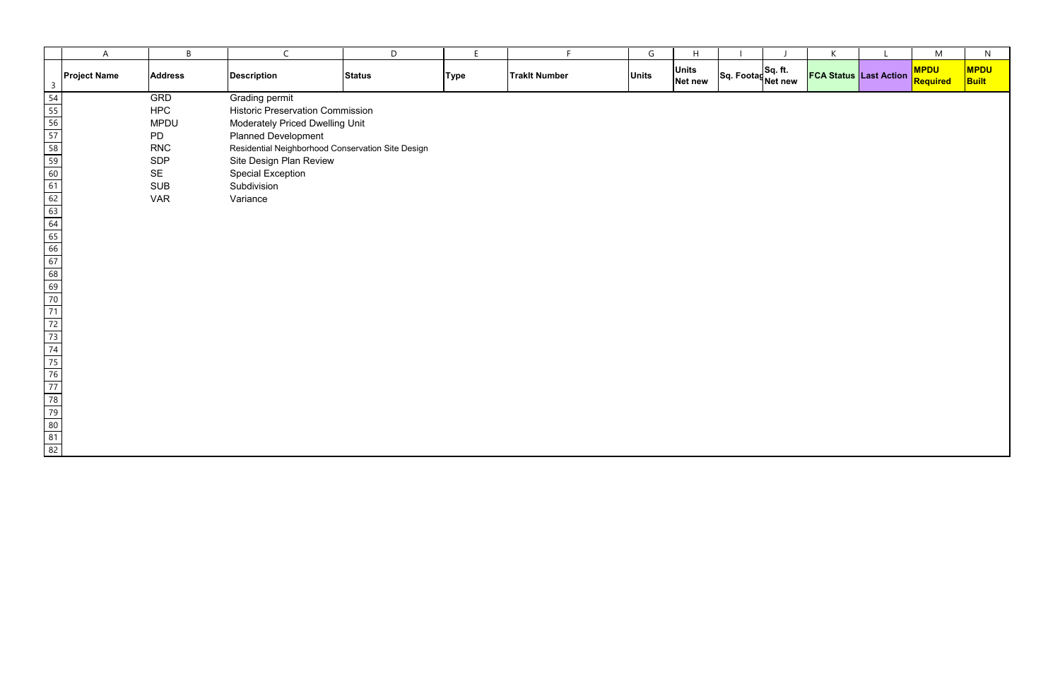| Project Name | Address | Description | Status | Type | TrakIt Number | Units | Units Net new | Sq. Footag | Sq. ft. Net new | FCA Status | Last Action | MPDU Required | MPDU Built |
| --- | --- | --- | --- | --- | --- | --- | --- | --- | --- | --- | --- | --- | --- |
| | GRD | Grading permit | | | | | | | | | | | |
| | HPC | Historic Preservation Commission | | | | | | | | | | | |
| | MPDU | Moderately Priced Dwelling Unit | | | | | | | | | | | |
| | PD | Planned Development | | | | | | | | | | | |
| | RNC | Residential Neighborhood Conservation Site Design | | | | | | | | | | | |
| | SDP | Site Design Plan Review | | | | | | | | | | | |
| | SE | Special Exception | | | | | | | | | | | |
| | SUB | Subdivision | | | | | | | | | | | |
| | VAR | Variance | | | | | | | | | | | |